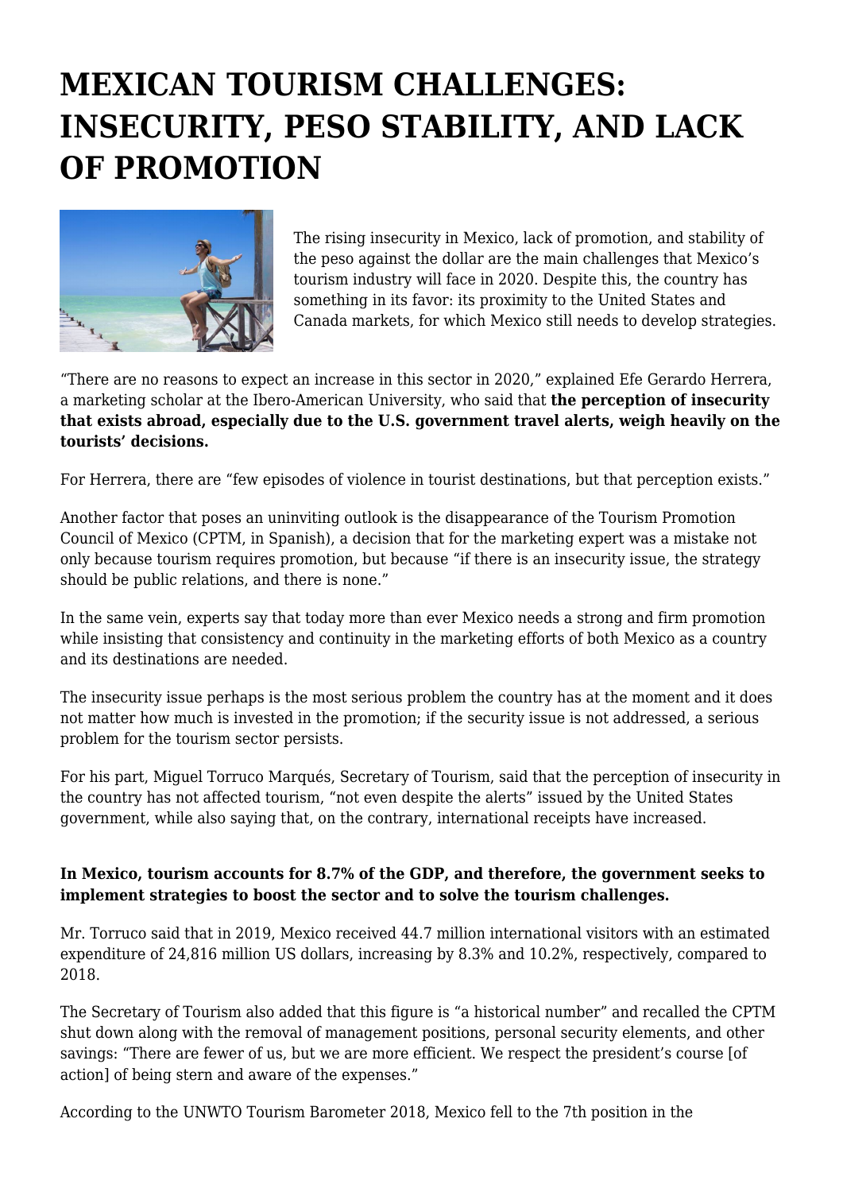# MEXICAN TOURISM CHALLENGES: INSECURITY, PESO STABILITY, AND LACK OF PROMOTION

The rising insecurity in Mexico, lack of promotion, and stability of the peso against the dollar are the main challenges that Mexico's tourism industry will face in 2020. Despite this, the country has something in its favor: its proximity to the United States and Canada markets, for which Mexico still needs to develop strategies.

"There are no reasons to expect an increase in this sector in 2020," explained Efe Gerardo Herrera, a marketing scholar at the Ibero-American University, who said that **the perception of insecurity that exists abroad, especially due to the U.S. government travel alerts, weigh heavily on the tourists' decisions.**

For Herrera, there are "few episodes of violence in tourist destinations, but that perception exists."

Another factor that poses an uninviting outlook is the disappearance of the Tourism Promotion Council of Mexico (CPTM, in Spanish), a decision that for the marketing expert was a mistake not only because tourism requires promotion, but because "if there is an insecurity issue, the strategy should be public relations, and there is none."

In the same vein, experts say that today more than ever Mexico needs a strong and firm promotion while insisting that consistency and continuity in the marketing efforts of both Mexico as a country and its destinations are needed.

The insecurity issue perhaps is the most serious problem the country has at the moment and it does not matter how much is invested in the promotion; if the security issue is not addressed, a serious problem for the tourism sector persists.

For his part, Miguel Torruco Marqués, Secretary of Tourism, said that the perception of insecurity in the country has not affected tourism, "not even despite the alerts" issued by the United States government, while also saying that, on the contrary, international receipts have increased.

**In Mexico, tourism accounts for 8.7% of the GDP, and therefore, the government seeks to implement strategies to boost the sector and to solve the tourism challenges.**

Mr. Torruco said that in 2019, Mexico received 44.7 million international visitors with an estimated expenditure of 24,816 million US dollars, increasing by 8.3% and 10.2%, respectively, compared to 2018.

The Secretary of Tourism also added that this figure is "a historical number" and recalled the CPTM shut down along with the removal of management positions, personal security elements, and other savings: "There are fewer of us, but we are more efficient. We respect the president's course [of action] of being stern and aware of the expenses."

According to the UNWTO Tourism Barometer 2018, Mexico fell to the 7th position in the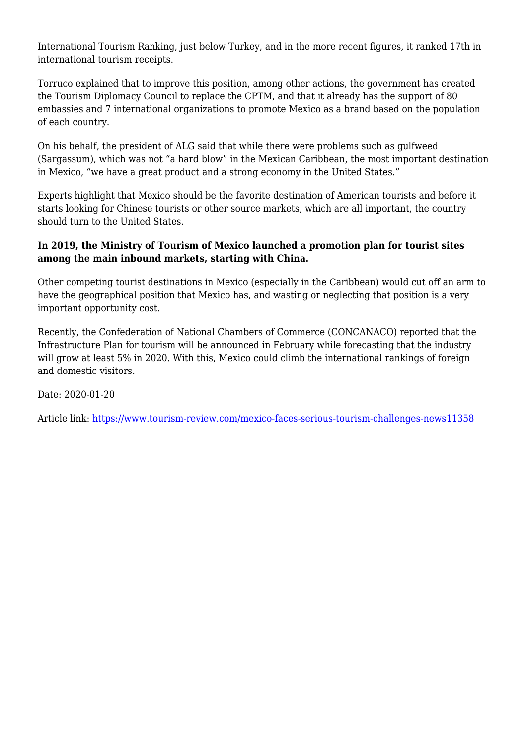International Tourism Ranking, just below Turkey, and in the more recent figures, it ranked 17th in international tourism receipts.

Torruco explained that to improve this position, among other actions, the government has created the Tourism Diplomacy Council to replace the CPTM, and that it already has the support of 80 embassies and 7 international organizations to promote Mexico as a brand based on the population of each country.

On his behalf, the president of ALG said that while there were problems such as gulfweed (Sargassum), which was not "a hard blow" in the Mexican Caribbean, the most important destination in Mexico, "we have a great product and a strong economy in the United States."

Experts highlight that Mexico should be the favorite destination of American tourists and before it starts looking for Chinese tourists or other source markets, which are all important, the country should turn to the United States.

**In 2019, the Ministry of Tourism of Mexico launched a promotion plan for tourist sites among the main inbound markets, starting with China.**

Other competing tourist destinations in Mexico (especially in the Caribbean) would cut off an arm to have the geographical position that Mexico has, and wasting or neglecting that position is a very important opportunity cost.

Recently, the Confederation of National Chambers of Commerce (CONCANACO) reported that the Infrastructure Plan for tourism will be announced in February while forecasting that the industry will grow at least 5% in 2020. With this, Mexico could climb the international rankings of foreign and domestic visitors.

Date: 2020-01-20

Article link: [https://www.tourism-review.com/mexico-faces-serious-tourism-challenges-news11358](https://www.tourism-review.com/mexico-faces-serious-tourism-challenges-news11358)